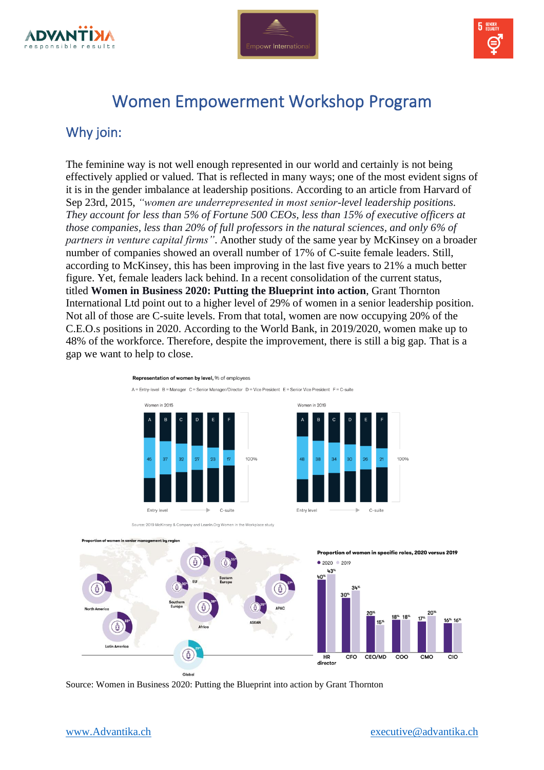# Women Empowerment Workshop Program

## Why join:

The feminine way is not well enough represented in our world and certainly is not being effectively applied or valued. That is reflected in many ways; one of the most evident signs of it is in the gender imbalance at leadership positions. According to an article from Harvard of Sep 23rd, 2015, *"women are underrepresented in most senior-level leadership positions. They account for less than 5% of Fortune 500 CEOs, less than 15% of executive officers at those companies, less than 20% of full professors in the natural sciences, and only 6% of partners in venture capital firms"*. Another study of the same year by McKinsey on a broader number of companies showed an overall number of 17% of C-suite female leaders. Still, according to McKinsey, this has been improving in the last five years to 21% a much better figure. Yet, female leaders lack behind. In a recent consolidation of the current status, titled **Women in Business 2020: Putting the Blueprint into action**, Grant Thornton International Ltd point out to a higher level of 29% of women in a senior leadership position. Not all of those are C-suite levels. From that total, women are now occupying 20% of the C.E.O.s positions in 2020. According to the World Bank, in 2019/2020, women make up to 48% of the workforce. Therefore, despite the improvement, there is still a big gap. That is a gap we want to help to close.

Source: 2019 McKinsey & Company and LeanIn.Org Women in the Workplace study

Source: Women in Business 2020: Putting the Blueprint into action by Grant Thornton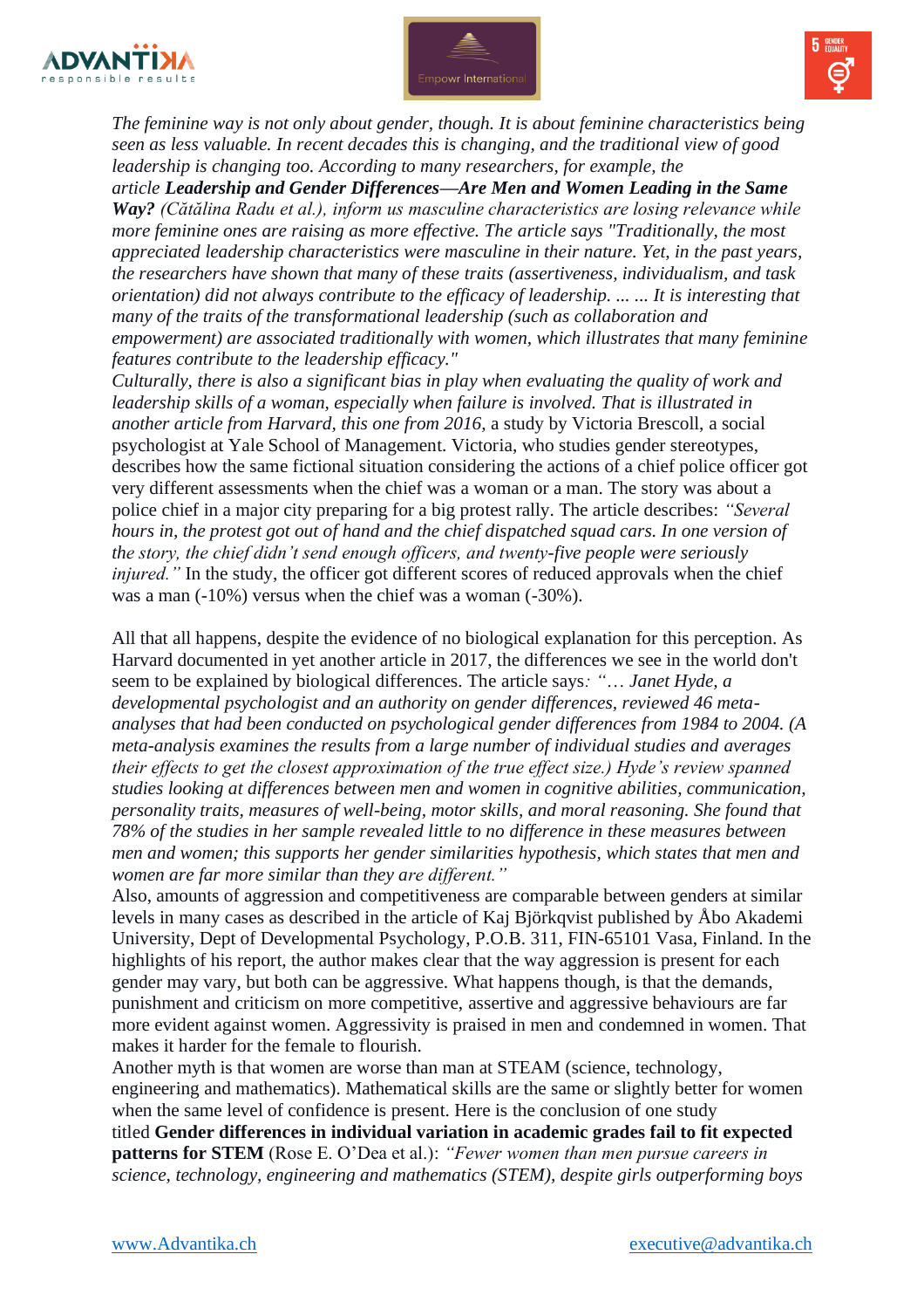*The feminine way is not only about gender, though. It is about feminine characteristics being seen as less valuable. In recent decades this is changing, and the traditional view of good leadership is changing too. According to many researchers, for example, the article* ***Leadership and Gender Differences—Are Men and Women Leading in the Same Way?*** *(Cătălina Radu et al.), inform us masculine characteristics are losing relevance while more feminine ones are raising as more effective. The article says "Traditionally, the most appreciated leadership characteristics were masculine in their nature. Yet, in the past years, the researchers have shown that many of these traits (assertiveness, individualism, and task orientation) did not always contribute to the efficacy of leadership. ... ... It is interesting that many of the traits of the transformational leadership (such as collaboration and empowerment) are associated traditionally with women, which illustrates that many feminine features contribute to the leadership efficacy."*

*Culturally, there is also a significant bias in play when evaluating the quality of work and leadership skills of a woman, especially when failure is involved. That is illustrated in another article from Harvard, this one from 2016,* a study by Victoria Brescoll, a social psychologist at Yale School of Management. Victoria, who studies gender stereotypes, describes how the same fictional situation considering the actions of a chief police officer got very different assessments when the chief was a woman or a man. The story was about a police chief in a major city preparing for a big protest rally. The article describes: *"Several hours in, the protest got out of hand and the chief dispatched squad cars. In one version of the story, the chief didn't send enough officers, and twenty-five people were seriously injured."* In the study, the officer got different scores of reduced approvals when the chief was a man (-10%) versus when the chief was a woman (-30%).

All that all happens, despite the evidence of no biological explanation for this perception. As Harvard documented in yet another article in 2017, the differences we see in the world don't seem to be explained by biological differences. The article says*: "… Janet Hyde, a developmental psychologist and an authority on gender differences, reviewed 46 meta-analyses that had been conducted on psychological gender differences from 1984 to 2004. (A meta-analysis examines the results from a large number of individual studies and averages their effects to get the closest approximation of the true effect size.) Hyde's review spanned studies looking at differences between men and women in cognitive abilities, communication, personality traits, measures of well-being, motor skills, and moral reasoning. She found that 78% of the studies in her sample revealed little to no difference in these measures between men and women; this supports her gender similarities hypothesis, which states that men and women are far more similar than they are different."*

Also, amounts of aggression and competitiveness are comparable between genders at similar levels in many cases as described in the article of Kaj Björkqvist published by Åbo Akademi University, Dept of Developmental Psychology, P.O.B. 311, FIN-65101 Vasa, Finland. In the highlights of his report, the author makes clear that the way aggression is present for each gender may vary, but both can be aggressive. What happens though, is that the demands, punishment and criticism on more competitive, assertive and aggressive behaviours are far more evident against women. Aggressivity is praised in men and condemned in women. That makes it harder for the female to flourish.

Another myth is that women are worse than man at STEAM (science, technology, engineering and mathematics). Mathematical skills are the same or slightly better for women when the same level of confidence is present. Here is the conclusion of one study titled **Gender differences in individual variation in academic grades fail to fit expected patterns for STEM** (Rose E. O'Dea et al.): *"Fewer women than men pursue careers in science, technology, engineering and mathematics (STEM), despite girls outperforming boys*

[www.Advantika.ch](http://www.Advantika.ch) [executive@advantika.ch](mailto:executive@advantika.ch)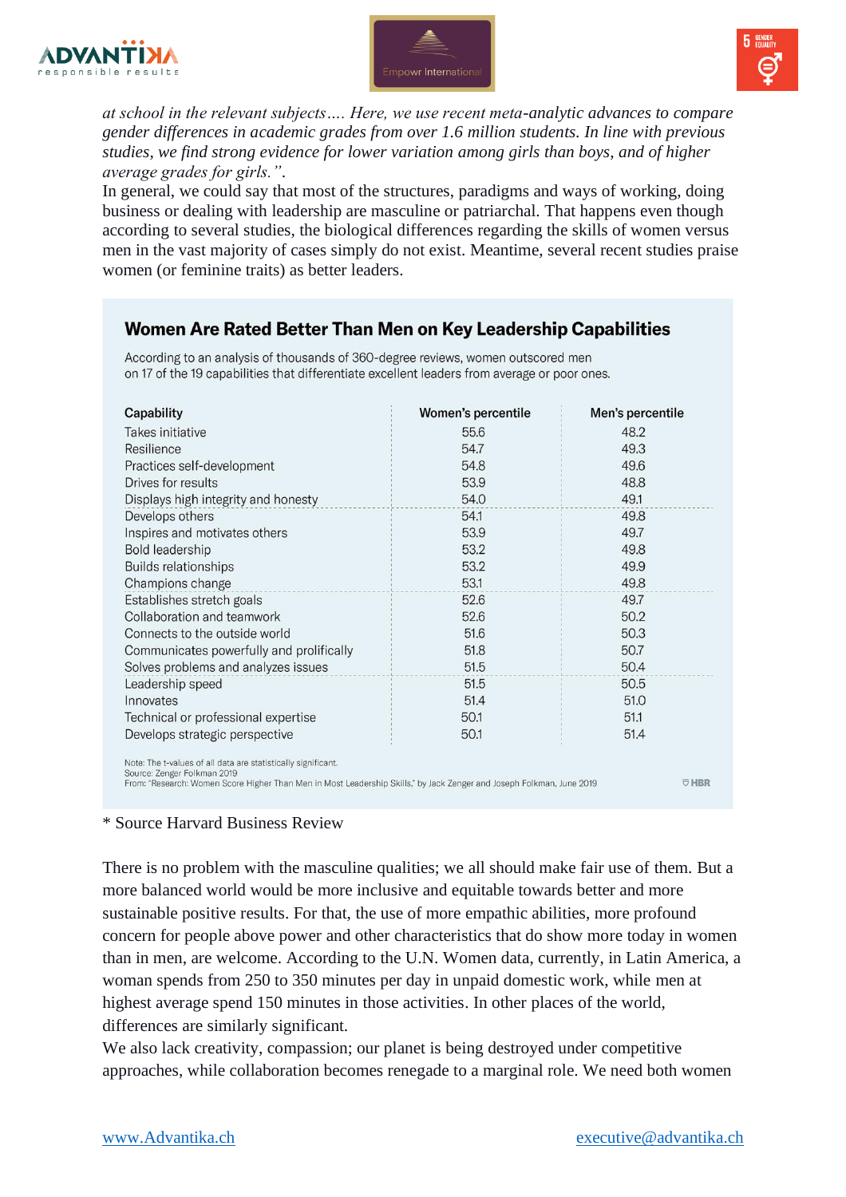*at school in the relevant subjects…. Here, we use recent meta-analytic advances to compare gender differences in academic grades from over 1.6 million students. In line with previous studies, we find strong evidence for lower variation among girls than boys, and of higher average grades for girls.”*.

In general, we could say that most of the structures, paradigms and ways of working, doing business or dealing with leadership are masculine or patriarchal. That happens even though according to several studies, the biological differences regarding the skills of women versus men in the vast majority of cases simply do not exist. Meantime, several recent studies praise women (or feminine traits) as better leaders.

### Women Are Rated Better Than Men on Key Leadership Capabilities

According to an analysis of thousands of 360-degree reviews, women outscored men on 17 of the 19 capabilities that differentiate excellent leaders from average or poor ones.

| Capability | Women's percentile | Men's percentile |
|---|---|---|
| Takes initiative | 55.6 | 48.2 |
| Resilience | 54.7 | 49.3 |
| Practices self-development | 54.8 | 49.6 |
| Drives for results | 53.9 | 48.8 |
| Displays high integrity and honesty | 54.0 | 49.1 |
| Develops others | 54.1 | 49.8 |
| Inspires and motivates others | 53.9 | 49.7 |
| Bold leadership | 53.2 | 49.8 |
| Builds relationships | 53.2 | 49.9 |
| Champions change | 53.1 | 49.8 |
| Establishes stretch goals | 52.6 | 49.7 |
| Collaboration and teamwork | 52.6 | 50.2 |
| Connects to the outside world | 51.6 | 50.3 |
| Communicates powerfully and prolifically | 51.8 | 50.7 |
| Solves problems and analyzes issues | 51.5 | 50.4 |
| Leadership speed | 51.5 | 50.5 |
| Innovates | 51.4 | 51.0 |
| Technical or professional expertise | 50.1 | 51.1 |
| Develops strategic perspective | 50.1 | 51.4 |

Note: The t-values of all data are statistically significant.
Source: Zenger Folkman 2019
From: "Research: Women Score Higher Than Men in Most Leadership Skills," by Jack Zenger and Joseph Folkman, June 2019 HBR

\* Source Harvard Business Review

There is no problem with the masculine qualities; we all should make fair use of them. But a more balanced world would be more inclusive and equitable towards better and more sustainable positive results. For that, the use of more empathic abilities, more profound concern for people above power and other characteristics that do show more today in women than in men, are welcome. According to the U.N. Women data, currently, in Latin America, a woman spends from 250 to 350 minutes per day in unpaid domestic work, while men at highest average spend 150 minutes in those activities. In other places of the world, differences are similarly significant.

We also lack creativity, compassion; our planet is being destroyed under competitive approaches, while collaboration becomes renegade to a marginal role. We need both women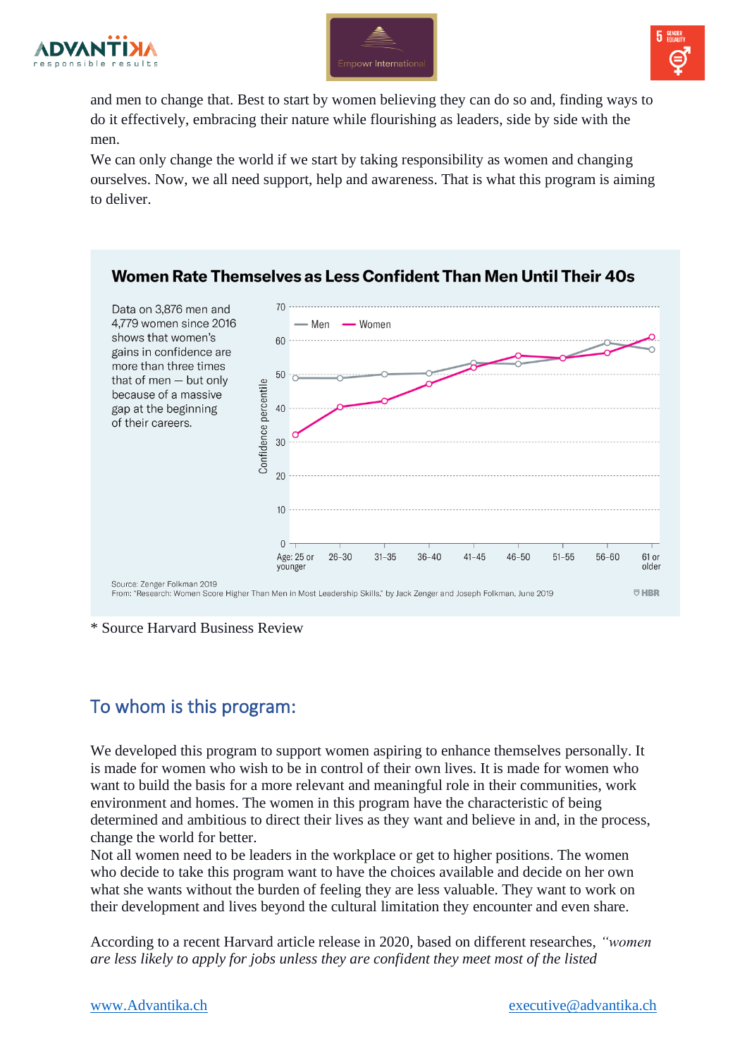and men to change that. Best to start by women believing they can do so and, finding ways to do it effectively, embracing their nature while flourishing as leaders, side by side with the men.

We can only change the world if we start by taking responsibility as women and changing ourselves. Now, we all need support, help and awareness. That is what this program is aiming to deliver.

**Women Rate Themselves as Less Confident Than Men Until Their 40s**

Data on 3,876 men and 4,779 women since 2016 shows that women's gains in confidence are more than three times that of men — but only because of a massive gap at the beginning of their careers.

Source: Zenger Folkman 2019
From: "Research: Women Score Higher Than Men in Most Leadership Skills," by Jack Zenger and Joseph Folkman, June 2019

\* Source Harvard Business Review

## To whom is this program:

We developed this program to support women aspiring to enhance themselves personally. It is made for women who wish to be in control of their own lives. It is made for women who want to build the basis for a more relevant and meaningful role in their communities, work environment and homes. The women in this program have the characteristic of being determined and ambitious to direct their lives as they want and believe in and, in the process, change the world for better.

Not all women need to be leaders in the workplace or get to higher positions. The women who decide to take this program want to have the choices available and decide on her own what she wants without the burden of feeling they are less valuable. They want to work on their development and lives beyond the cultural limitation they encounter and even share.

According to a recent Harvard article release in 2020, based on different researches, *"women are less likely to apply for jobs unless they are confident they meet most of the listed*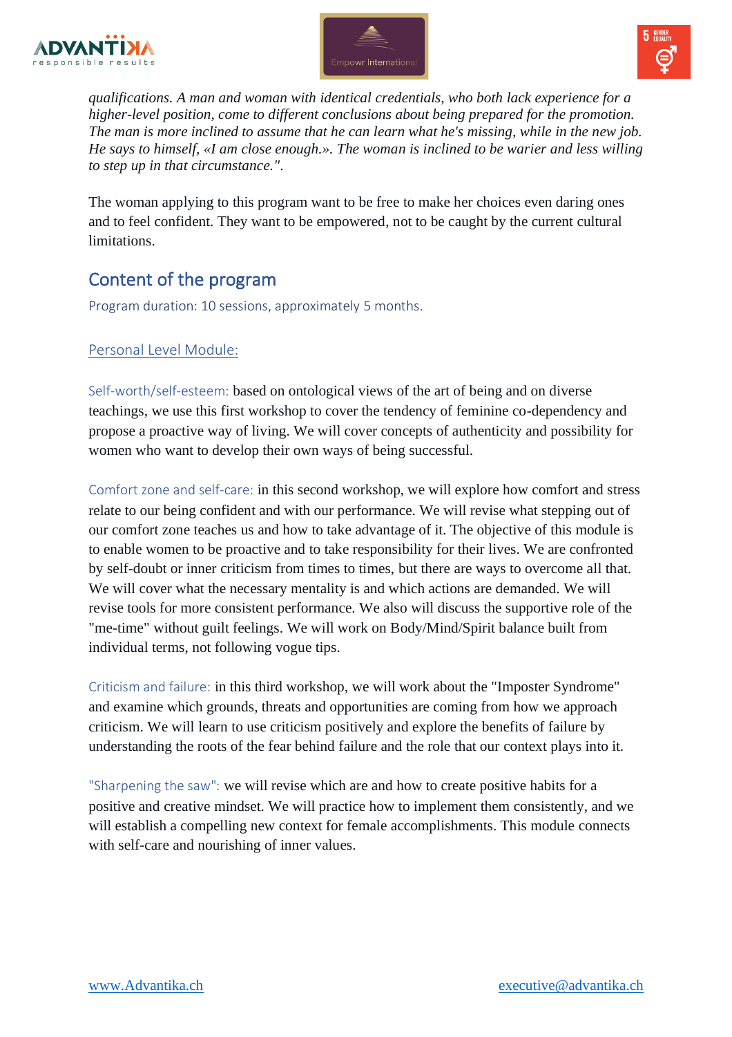*qualifications. A man and woman with identical credentials, who both lack experience for a higher-level position, come to different conclusions about being prepared for the promotion. The man is more inclined to assume that he can learn what he's missing, while in the new job. He says to himself, «I am close enough.». The woman is inclined to be warier and less willing to step up in that circumstance.".*

The woman applying to this program want to be free to make her choices even daring ones and to feel confident. They want to be empowered, not to be caught by the current cultural limitations.

## Content of the program

Program duration: 10 sessions, approximately 5 months.

### Personal Level Module:

Self-worth/self-esteem: based on ontological views of the art of being and on diverse teachings, we use this first workshop to cover the tendency of feminine co-dependency and propose a proactive way of living. We will cover concepts of authenticity and possibility for women who want to develop their own ways of being successful.

Comfort zone and self-care: in this second workshop, we will explore how comfort and stress relate to our being confident and with our performance. We will revise what stepping out of our comfort zone teaches us and how to take advantage of it. The objective of this module is to enable women to be proactive and to take responsibility for their lives. We are confronted by self-doubt or inner criticism from times to times, but there are ways to overcome all that. We will cover what the necessary mentality is and which actions are demanded. We will revise tools for more consistent performance. We also will discuss the supportive role of the "me-time" without guilt feelings. We will work on Body/Mind/Spirit balance built from individual terms, not following vogue tips.

Criticism and failure: in this third workshop, we will work about the "Imposter Syndrome" and examine which grounds, threats and opportunities are coming from how we approach criticism. We will learn to use criticism positively and explore the benefits of failure by understanding the roots of the fear behind failure and the role that our context plays into it.

"Sharpening the saw": we will revise which are and how to create positive habits for a positive and creative mindset. We will practice how to implement them consistently, and we will establish a compelling new context for female accomplishments. This module connects with self-care and nourishing of inner values.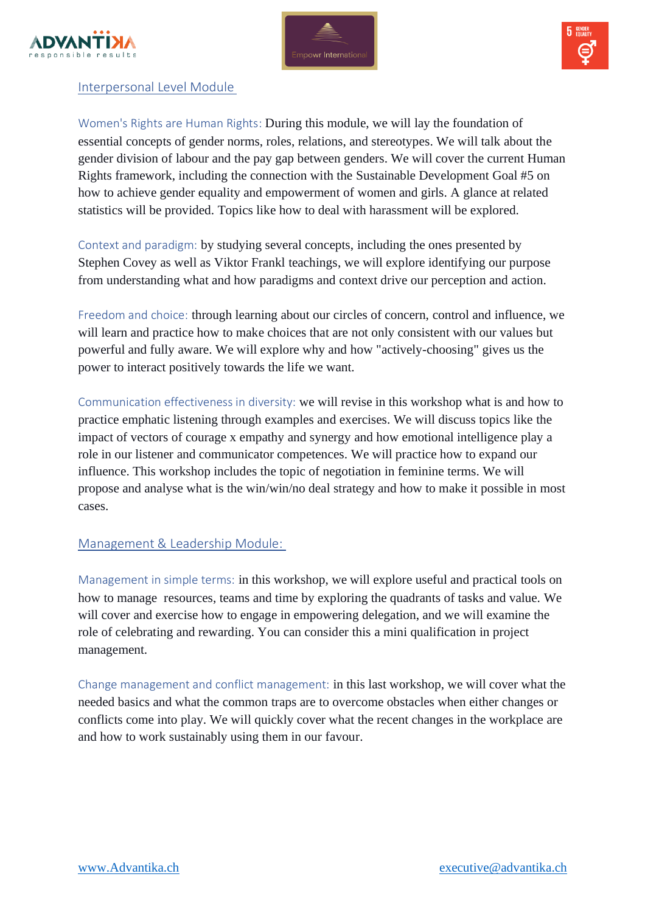## Interpersonal Level Module

Women's Rights are Human Rights: During this module, we will lay the foundation of essential concepts of gender norms, roles, relations, and stereotypes. We will talk about the gender division of labour and the pay gap between genders. We will cover the current Human Rights framework, including the connection with the Sustainable Development Goal #5 on how to achieve gender equality and empowerment of women and girls. A glance at related statistics will be provided. Topics like how to deal with harassment will be explored.

Context and paradigm: by studying several concepts, including the ones presented by Stephen Covey as well as Viktor Frankl teachings, we will explore identifying our purpose from understanding what and how paradigms and context drive our perception and action.

Freedom and choice: through learning about our circles of concern, control and influence, we will learn and practice how to make choices that are not only consistent with our values but powerful and fully aware. We will explore why and how "actively-choosing" gives us the power to interact positively towards the life we want.

Communication effectiveness in diversity: we will revise in this workshop what is and how to practice emphatic listening through examples and exercises. We will discuss topics like the impact of vectors of courage x empathy and synergy and how emotional intelligence play a role in our listener and communicator competences. We will practice how to expand our influence. This workshop includes the topic of negotiation in feminine terms. We will propose and analyse what is the win/win/no deal strategy and how to make it possible in most cases.

## Management & Leadership Module:

Management in simple terms: in this workshop, we will explore useful and practical tools on how to manage resources, teams and time by exploring the quadrants of tasks and value. We will cover and exercise how to engage in empowering delegation, and we will examine the role of celebrating and rewarding. You can consider this a mini qualification in project management.

Change management and conflict management: in this last workshop, we will cover what the needed basics and what the common traps are to overcome obstacles when either changes or conflicts come into play. We will quickly cover what the recent changes in the workplace are and how to work sustainably using them in our favour.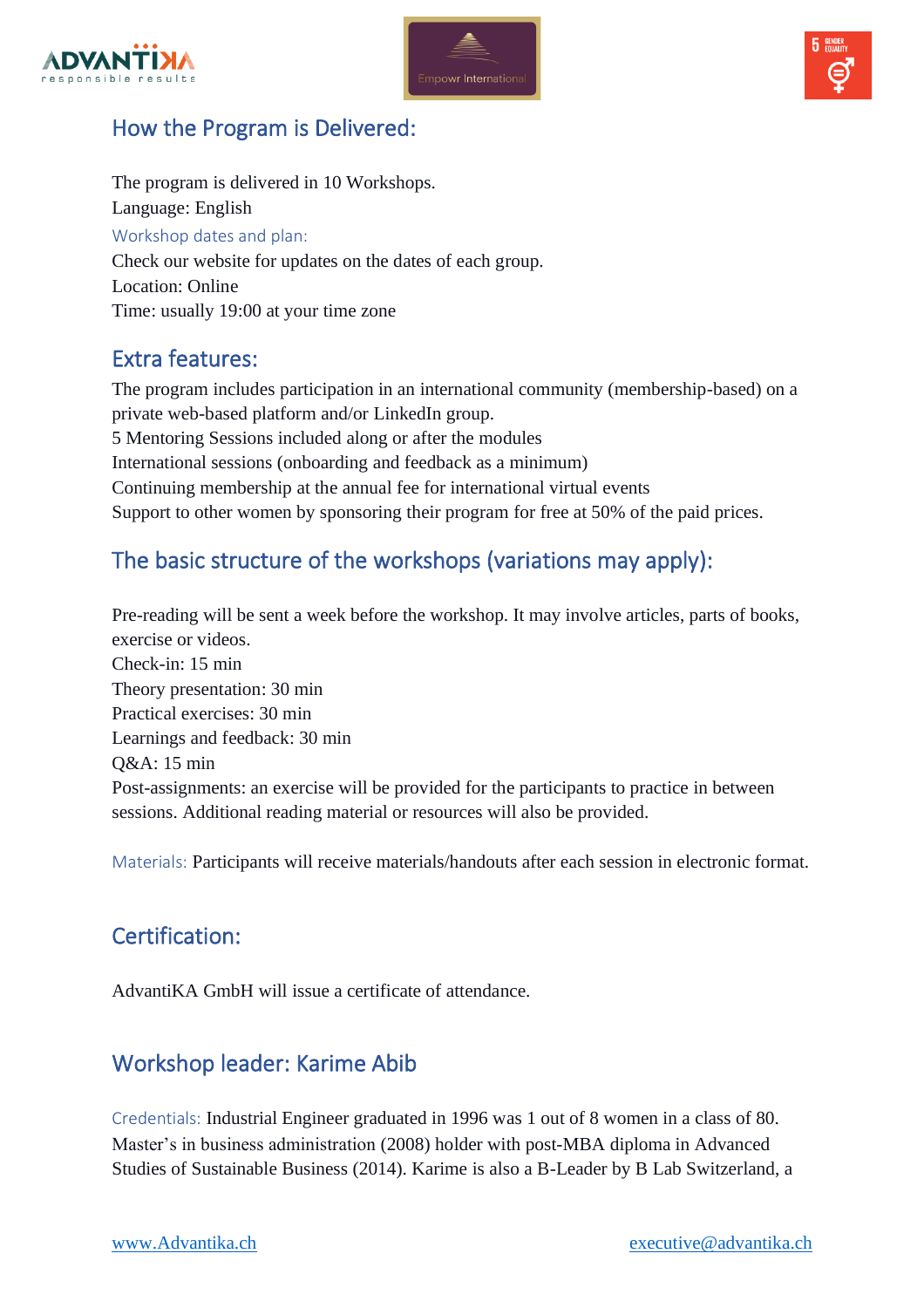## How the Program is Delivered:

The program is delivered in 10 Workshops.
Language: English

### Workshop dates and plan:

Check our website for updates on the dates of each group.
Location: Online
Time: usually 19:00 at your time zone

## Extra features:

The program includes participation in an international community (membership-based) on a private web-based platform and/or LinkedIn group.
5 Mentoring Sessions included along or after the modules
International sessions (onboarding and feedback as a minimum)
Continuing membership at the annual fee for international virtual events
Support to other women by sponsoring their program for free at 50% of the paid prices.

## The basic structure of the workshops (variations may apply):

Pre-reading will be sent a week before the workshop. It may involve articles, parts of books, exercise or videos.
Check-in: 15 min
Theory presentation: 30 min
Practical exercises: 30 min
Learnings and feedback: 30 min
Q&A: 15 min
Post-assignments: an exercise will be provided for the participants to practice in between sessions. Additional reading material or resources will also be provided.

Materials: Participants will receive materials/handouts after each session in electronic format.

## Certification:

AdvantiKA GmbH will issue a certificate of attendance.

## Workshop leader: Karime Abib

Credentials: Industrial Engineer graduated in 1996 was 1 out of 8 women in a class of 80. Master's in business administration (2008) holder with post-MBA diploma in Advanced Studies of Sustainable Business (2014). Karime is also a B-Leader by B Lab Switzerland, a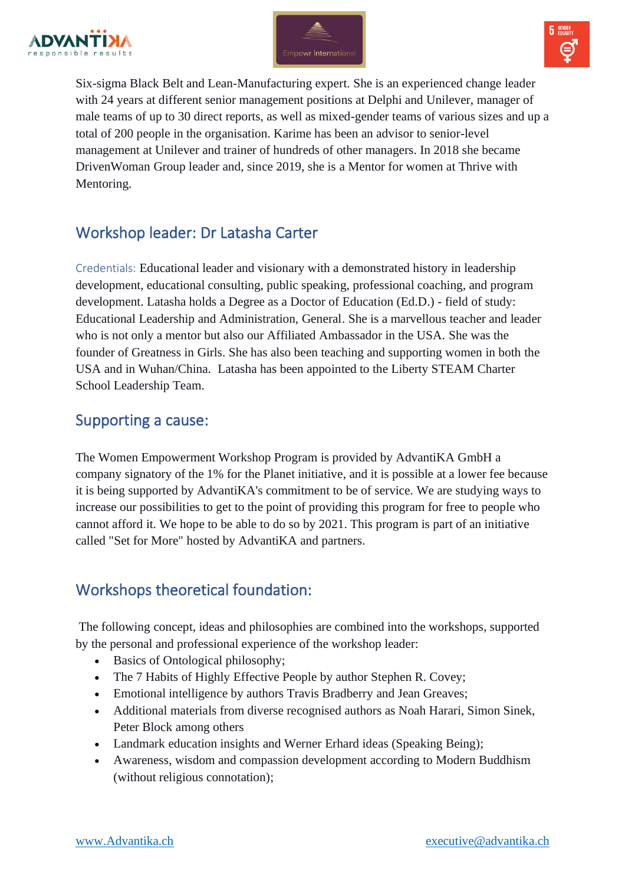Six-sigma Black Belt and Lean-Manufacturing expert. She is an experienced change leader with 24 years at different senior management positions at Delphi and Unilever, manager of male teams of up to 30 direct reports, as well as mixed-gender teams of various sizes and up a total of 200 people in the organisation. Karime has been an advisor to senior-level management at Unilever and trainer of hundreds of other managers. In 2018 she became DrivenWoman Group leader and, since 2019, she is a Mentor for women at Thrive with Mentoring.

## Workshop leader: Dr Latasha Carter

Credentials: Educational leader and visionary with a demonstrated history in leadership development, educational consulting, public speaking, professional coaching, and program development. Latasha holds a Degree as a Doctor of Education (Ed.D.) - field of study: Educational Leadership and Administration, General. She is a marvellous teacher and leader who is not only a mentor but also our Affiliated Ambassador in the USA. She was the founder of Greatness in Girls. She has also been teaching and supporting women in both the USA and in Wuhan/China. Latasha has been appointed to the Liberty STEAM Charter School Leadership Team.

## Supporting a cause:

The Women Empowerment Workshop Program is provided by AdvantiKA GmbH a company signatory of the 1% for the Planet initiative, and it is possible at a lower fee because it is being supported by AdvantiKA's commitment to be of service. We are studying ways to increase our possibilities to get to the point of providing this program for free to people who cannot afford it. We hope to be able to do so by 2021. This program is part of an initiative called "Set for More" hosted by AdvantiKA and partners.

## Workshops theoretical foundation:

The following concept, ideas and philosophies are combined into the workshops, supported by the personal and professional experience of the workshop leader:

- Basics of Ontological philosophy;
- The 7 Habits of Highly Effective People by author Stephen R. Covey;
- Emotional intelligence by authors Travis Bradberry and Jean Greaves;
- Additional materials from diverse recognised authors as Noah Harari, Simon Sinek, Peter Block among others
- Landmark education insights and Werner Erhard ideas (Speaking Being);
- Awareness, wisdom and compassion development according to Modern Buddhism (without religious connotation);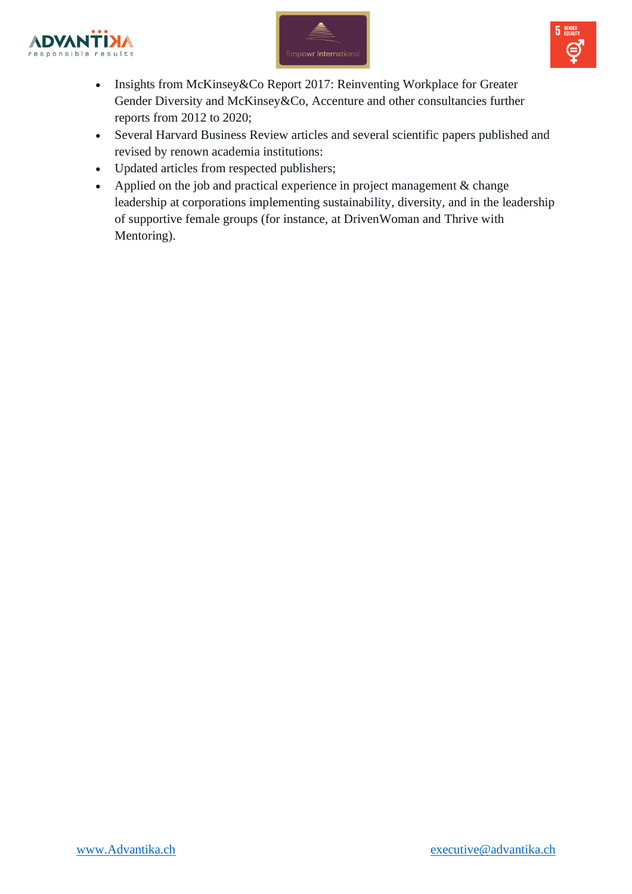- Insights from McKinsey&Co Report 2017: Reinventing Workplace for Greater Gender Diversity and McKinsey&Co, Accenture and other consultancies further reports from 2012 to 2020;
- Several Harvard Business Review articles and several scientific papers published and revised by renown academia institutions:
- Updated articles from respected publishers;
- Applied on the job and practical experience in project management & change leadership at corporations implementing sustainability, diversity, and in the leadership of supportive female groups (for instance, at DrivenWoman and Thrive with Mentoring).